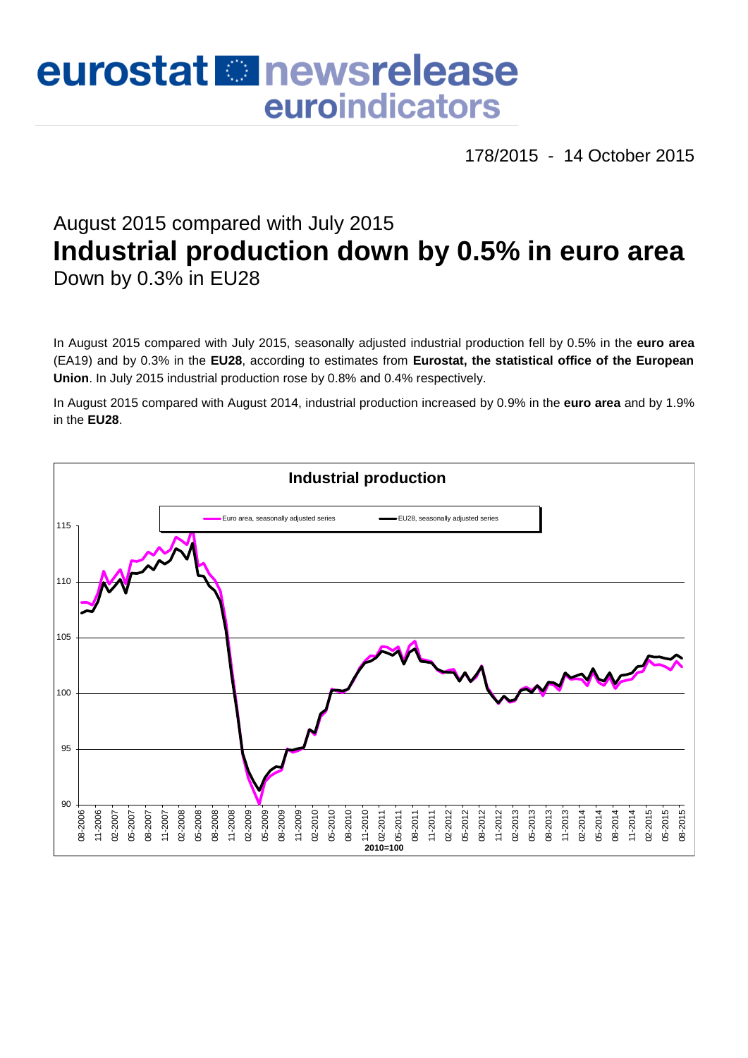# eurostat newsrelease euroindicators

178/2015 - 14 October 2015

## August 2015 compared with July 2015
# Industrial production down by 0.5% in euro area
## Down by 0.3% in EU28

In August 2015 compared with July 2015, seasonally adjusted industrial production fell by 0.5% in the **euro area** (EA19) and by 0.3% in the **EU28**, according to estimates from **Eurostat, the statistical office of the European Union**. In July 2015 industrial production rose by 0.8% and 0.4% respectively.

In August 2015 compared with August 2014, industrial production increased by 0.9% in the **euro area** and by 1.9% in the **EU28**.

**Industrial production**

Euro area, seasonally adjusted series — EU28, seasonally adjusted series

2010=100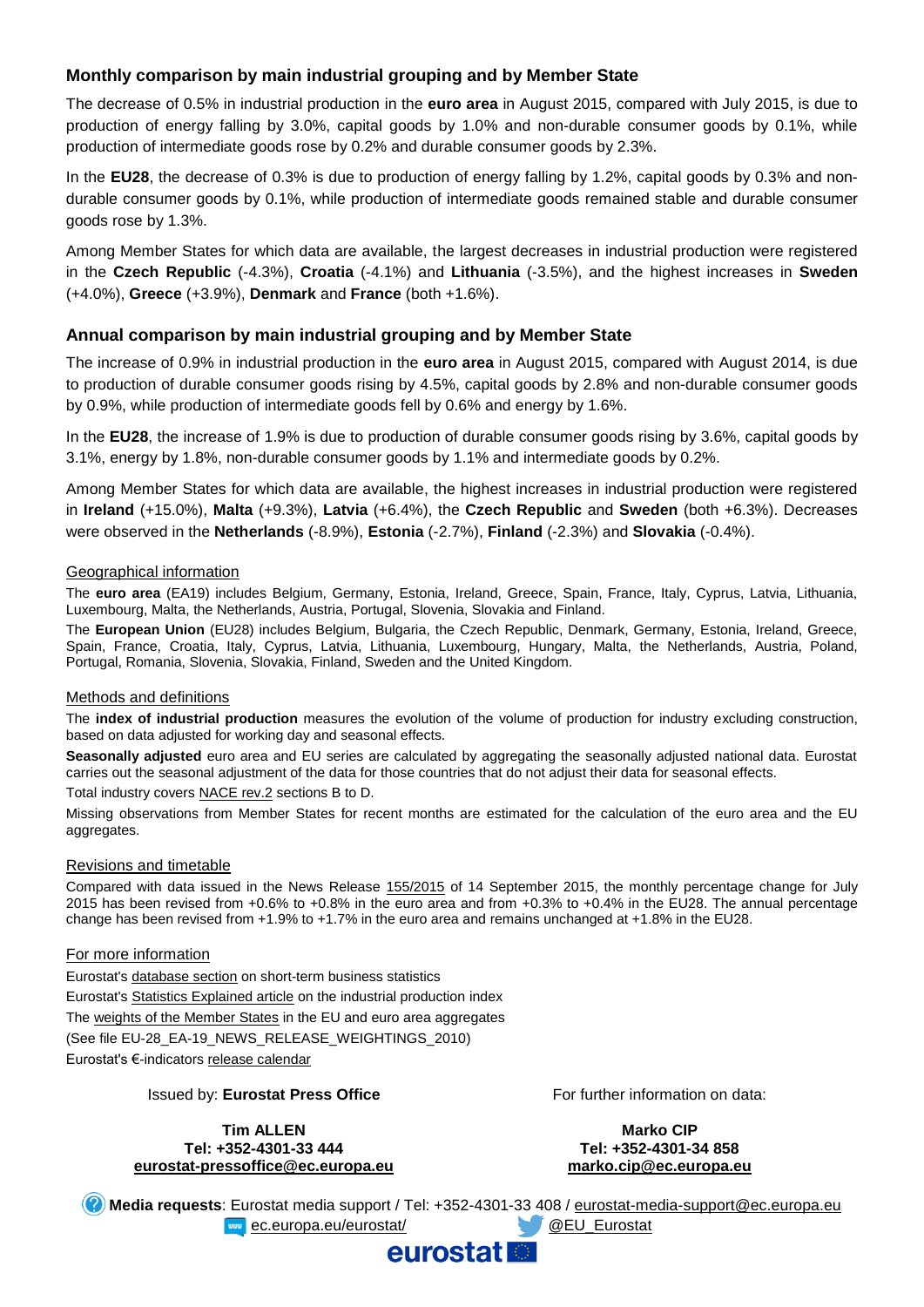## Monthly comparison by main industrial grouping and by Member State

The decrease of 0.5% in industrial production in the **euro area** in August 2015, compared with July 2015, is due to production of energy falling by 3.0%, capital goods by 1.0% and non-durable consumer goods by 0.1%, while production of intermediate goods rose by 0.2% and durable consumer goods by 2.3%.

In the **EU28**, the decrease of 0.3% is due to production of energy falling by 1.2%, capital goods by 0.3% and non-durable consumer goods by 0.1%, while production of intermediate goods remained stable and durable consumer goods rose by 1.3%.

Among Member States for which data are available, the largest decreases in industrial production were registered in the **Czech Republic** (-4.3%), **Croatia** (-4.1%) and **Lithuania** (-3.5%), and the highest increases in **Sweden** (+4.0%), **Greece** (+3.9%), **Denmark** and **France** (both +1.6%).

## Annual comparison by main industrial grouping and by Member State

The increase of 0.9% in industrial production in the **euro area** in August 2015, compared with August 2014, is due to production of durable consumer goods rising by 4.5%, capital goods by 2.8% and non-durable consumer goods by 0.9%, while production of intermediate goods fell by 0.6% and energy by 1.6%.

In the **EU28**, the increase of 1.9% is due to production of durable consumer goods rising by 3.6%, capital goods by 3.1%, energy by 1.8%, non-durable consumer goods by 1.1% and intermediate goods by 0.2%.

Among Member States for which data are available, the highest increases in industrial production were registered in **Ireland** (+15.0%), **Malta** (+9.3%), **Latvia** (+6.4%), the **Czech Republic** and **Sweden** (both +6.3%). Decreases were observed in the **Netherlands** (-8.9%), **Estonia** (-2.7%), **Finland** (-2.3%) and **Slovakia** (-0.4%).

### Geographical information

The **euro area** (EA19) includes Belgium, Germany, Estonia, Ireland, Greece, Spain, France, Italy, Cyprus, Latvia, Lithuania, Luxembourg, Malta, the Netherlands, Austria, Portugal, Slovenia, Slovakia and Finland.

The **European Union** (EU28) includes Belgium, Bulgaria, the Czech Republic, Denmark, Germany, Estonia, Ireland, Greece, Spain, France, Croatia, Italy, Cyprus, Latvia, Lithuania, Luxembourg, Hungary, Malta, the Netherlands, Austria, Poland, Portugal, Romania, Slovenia, Slovakia, Finland, Sweden and the United Kingdom.

### Methods and definitions

The **index of industrial production** measures the evolution of the volume of production for industry excluding construction, based on data adjusted for working day and seasonal effects.

**Seasonally adjusted** euro area and EU series are calculated by aggregating the seasonally adjusted national data. Eurostat carries out the seasonal adjustment of the data for those countries that do not adjust their data for seasonal effects.

Total industry covers NACE rev.2 sections B to D.

Missing observations from Member States for recent months are estimated for the calculation of the euro area and the EU aggregates.

### Revisions and timetable

Compared with data issued in the News Release 155/2015 of 14 September 2015, the monthly percentage change for July 2015 has been revised from +0.6% to +0.8% in the euro area and from +0.3% to +0.4% in the EU28. The annual percentage change has been revised from +1.9% to +1.7% in the euro area and remains unchanged at +1.8% in the EU28.

### For more information

Eurostat's database section on short-term business statistics

Eurostat's Statistics Explained article on the industrial production index

The weights of the Member States in the EU and euro area aggregates

(See file EU-28_EA-19_NEWS_RELEASE_WEIGHTINGS_2010)

Eurostat's €-indicators release calendar

Issued by: **Eurostat Press Office**

**Tim ALLEN**
**Tel: +352-4301-33 444**
**eurostat-pressoffice@ec.europa.eu**

For further information on data:

**Marko CIP**
**Tel: +352-4301-34 858**
**marko.cip@ec.europa.eu**

**Media requests**: Eurostat media support / Tel: +352-4301-33 408 / eurostat-media-support@ec.europa.eu

ec.europa.eu/eurostat/ @EU_Eurostat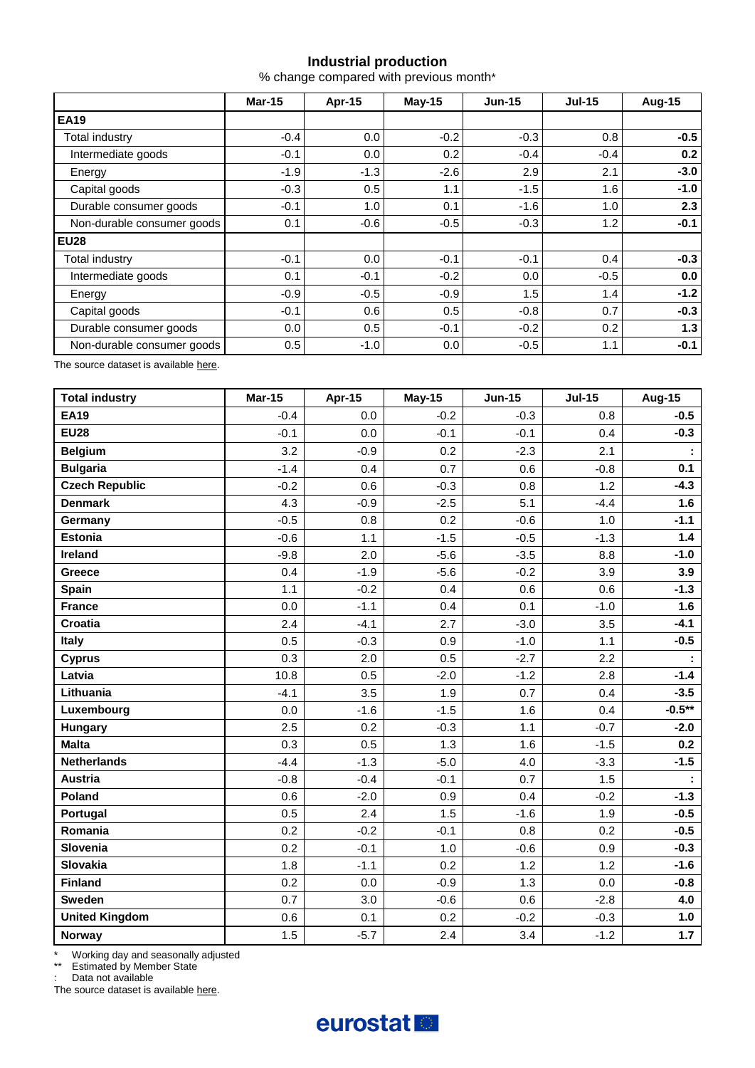## Industrial production

% change compared with previous month*

| | Mar-15 | Apr-15 | May-15 | Jun-15 | Jul-15 | Aug-15 |
|---|---|---|---|---|---|---|
| **EA19** | | | | | | |
| Total industry | -0.4 | 0.0 | -0.2 | -0.3 | 0.8 | **-0.5** |
| Intermediate goods | -0.1 | 0.0 | 0.2 | -0.4 | -0.4 | **0.2** |
| Energy | -1.9 | -1.3 | -2.6 | 2.9 | 2.1 | **-3.0** |
| Capital goods | -0.3 | 0.5 | 1.1 | -1.5 | 1.6 | **-1.0** |
| Durable consumer goods | -0.1 | 1.0 | 0.1 | -1.6 | 1.0 | **2.3** |
| Non-durable consumer goods | 0.1 | -0.6 | -0.5 | -0.3 | 1.2 | **-0.1** |
| **EU28** | | | | | | |
| Total industry | -0.1 | 0.0 | -0.1 | -0.1 | 0.4 | **-0.3** |
| Intermediate goods | 0.1 | -0.1 | -0.2 | 0.0 | -0.5 | **0.0** |
| Energy | -0.9 | -0.5 | -0.9 | 1.5 | 1.4 | **-1.2** |
| Capital goods | -0.1 | 0.6 | 0.5 | -0.8 | 0.7 | **-0.3** |
| Durable consumer goods | 0.0 | 0.5 | -0.1 | -0.2 | 0.2 | **1.3** |
| Non-durable consumer goods | 0.5 | -1.0 | 0.0 | -0.5 | 1.1 | **-0.1** |

The source dataset is available here.

| Total industry | Mar-15 | Apr-15 | May-15 | Jun-15 | Jul-15 | Aug-15 |
|---|---|---|---|---|---|---|
| **EA19** | -0.4 | 0.0 | -0.2 | -0.3 | 0.8 | **-0.5** |
| **EU28** | -0.1 | 0.0 | -0.1 | -0.1 | 0.4 | **-0.3** |
| **Belgium** | 3.2 | -0.9 | 0.2 | -2.3 | 2.1 | **:** |
| **Bulgaria** | -1.4 | 0.4 | 0.7 | 0.6 | -0.8 | **0.1** |
| **Czech Republic** | -0.2 | 0.6 | -0.3 | 0.8 | 1.2 | **-4.3** |
| **Denmark** | 4.3 | -0.9 | -2.5 | 5.1 | -4.4 | **1.6** |
| **Germany** | -0.5 | 0.8 | 0.2 | -0.6 | 1.0 | **-1.1** |
| **Estonia** | -0.6 | 1.1 | -1.5 | -0.5 | -1.3 | **1.4** |
| **Ireland** | -9.8 | 2.0 | -5.6 | -3.5 | 8.8 | **-1.0** |
| **Greece** | 0.4 | -1.9 | -5.6 | -0.2 | 3.9 | **3.9** |
| **Spain** | 1.1 | -0.2 | 0.4 | 0.6 | 0.6 | **-1.3** |
| **France** | 0.0 | -1.1 | 0.4 | 0.1 | -1.0 | **1.6** |
| **Croatia** | 2.4 | -4.1 | 2.7 | -3.0 | 3.5 | **-4.1** |
| **Italy** | 0.5 | -0.3 | 0.9 | -1.0 | 1.1 | **-0.5** |
| **Cyprus** | 0.3 | 2.0 | 0.5 | -2.7 | 2.2 | **:** |
| **Latvia** | 10.8 | 0.5 | -2.0 | -1.2 | 2.8 | **-1.4** |
| **Lithuania** | -4.1 | 3.5 | 1.9 | 0.7 | 0.4 | **-3.5** |
| **Luxembourg** | 0.0 | -1.6 | -1.5 | 1.6 | 0.4 | **-0.5**** |
| **Hungary** | 2.5 | 0.2 | -0.3 | 1.1 | -0.7 | **-2.0** |
| **Malta** | 0.3 | 0.5 | 1.3 | 1.6 | -1.5 | **0.2** |
| **Netherlands** | -4.4 | -1.3 | -5.0 | 4.0 | -3.3 | **-1.5** |
| **Austria** | -0.8 | -0.4 | -0.1 | 0.7 | 1.5 | **:** |
| **Poland** | 0.6 | -2.0 | 0.9 | 0.4 | -0.2 | **-1.3** |
| **Portugal** | 0.5 | 2.4 | 1.5 | -1.6 | 1.9 | **-0.5** |
| **Romania** | 0.2 | -0.2 | -0.1 | 0.8 | 0.2 | **-0.5** |
| **Slovenia** | 0.2 | -0.1 | 1.0 | -0.6 | 0.9 | **-0.3** |
| **Slovakia** | 1.8 | -1.1 | 0.2 | 1.2 | 1.2 | **-1.6** |
| **Finland** | 0.2 | 0.0 | -0.9 | 1.3 | 0.0 | **-0.8** |
| **Sweden** | 0.7 | 3.0 | -0.6 | 0.6 | -2.8 | **4.0** |
| **United Kingdom** | 0.6 | 0.1 | 0.2 | -0.2 | -0.3 | **1.0** |
| **Norway** | 1.5 | -5.7 | 2.4 | 3.4 | -1.2 | **1.7** |

\* Working day and seasonally adjusted

** Estimated by Member State

: Data not available

The source dataset is available here.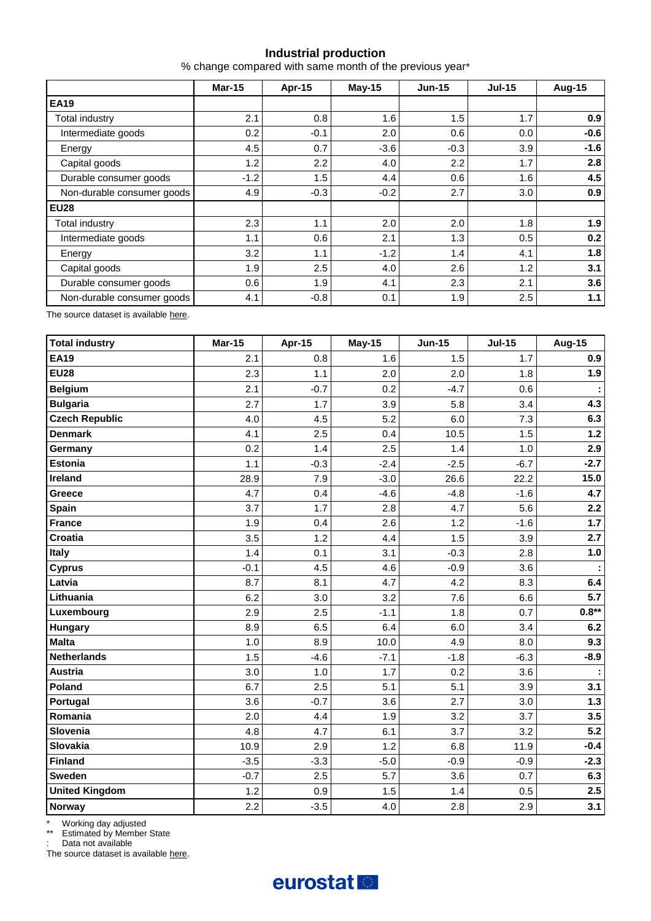## Industrial production

% change compared with same month of the previous year*

| | Mar-15 | Apr-15 | May-15 | Jun-15 | Jul-15 | Aug-15 |
|---|---|---|---|---|---|---|
| **EA19** | | | | | | |
| Total industry | 2.1 | 0.8 | 1.6 | 1.5 | 1.7 | **0.9** |
| Intermediate goods | 0.2 | -0.1 | 2.0 | 0.6 | 0.0 | **-0.6** |
| Energy | 4.5 | 0.7 | -3.6 | -0.3 | 3.9 | **-1.6** |
| Capital goods | 1.2 | 2.2 | 4.0 | 2.2 | 1.7 | **2.8** |
| Durable consumer goods | -1.2 | 1.5 | 4.4 | 0.6 | 1.6 | **4.5** |
| Non-durable consumer goods | 4.9 | -0.3 | -0.2 | 2.7 | 3.0 | **0.9** |
| **EU28** | | | | | | |
| Total industry | 2.3 | 1.1 | 2.0 | 2.0 | 1.8 | **1.9** |
| Intermediate goods | 1.1 | 0.6 | 2.1 | 1.3 | 0.5 | **0.2** |
| Energy | 3.2 | 1.1 | -1.2 | 1.4 | 4.1 | **1.8** |
| Capital goods | 1.9 | 2.5 | 4.0 | 2.6 | 1.2 | **3.1** |
| Durable consumer goods | 0.6 | 1.9 | 4.1 | 2.3 | 2.1 | **3.6** |
| Non-durable consumer goods | 4.1 | -0.8 | 0.1 | 1.9 | 2.5 | **1.1** |

The source dataset is available here.

| **Total industry** | Mar-15 | Apr-15 | May-15 | Jun-15 | Jul-15 | Aug-15 |
|---|---|---|---|---|---|---|
| **EA19** | 2.1 | 0.8 | 1.6 | 1.5 | 1.7 | **0.9** |
| **EU28** | 2.3 | 1.1 | 2.0 | 2.0 | 1.8 | **1.9** |
| **Belgium** | 2.1 | -0.7 | 0.2 | -4.7 | 0.6 | **:** |
| **Bulgaria** | 2.7 | 1.7 | 3.9 | 5.8 | 3.4 | **4.3** |
| **Czech Republic** | 4.0 | 4.5 | 5.2 | 6.0 | 7.3 | **6.3** |
| **Denmark** | 4.1 | 2.5 | 0.4 | 10.5 | 1.5 | **1.2** |
| **Germany** | 0.2 | 1.4 | 2.5 | 1.4 | 1.0 | **2.9** |
| **Estonia** | 1.1 | -0.3 | -2.4 | -2.5 | -6.7 | **-2.7** |
| **Ireland** | 28.9 | 7.9 | -3.0 | 26.6 | 22.2 | **15.0** |
| **Greece** | 4.7 | 0.4 | -4.6 | -4.8 | -1.6 | **4.7** |
| **Spain** | 3.7 | 1.7 | 2.8 | 4.7 | 5.6 | **2.2** |
| **France** | 1.9 | 0.4 | 2.6 | 1.2 | -1.6 | **1.7** |
| **Croatia** | 3.5 | 1.2 | 4.4 | 1.5 | 3.9 | **2.7** |
| **Italy** | 1.4 | 0.1 | 3.1 | -0.3 | 2.8 | **1.0** |
| **Cyprus** | -0.1 | 4.5 | 4.6 | -0.9 | 3.6 | **:** |
| **Latvia** | 8.7 | 8.1 | 4.7 | 4.2 | 8.3 | **6.4** |
| **Lithuania** | 6.2 | 3.0 | 3.2 | 7.6 | 6.6 | **5.7** |
| **Luxembourg** | 2.9 | 2.5 | -1.1 | 1.8 | 0.7 | **0.8**** |
| **Hungary** | 8.9 | 6.5 | 6.4 | 6.0 | 3.4 | **6.2** |
| **Malta** | 1.0 | 8.9 | 10.0 | 4.9 | 8.0 | **9.3** |
| **Netherlands** | 1.5 | -4.6 | -7.1 | -1.8 | -6.3 | **-8.9** |
| **Austria** | 3.0 | 1.0 | 1.7 | 0.2 | 3.6 | **:** |
| **Poland** | 6.7 | 2.5 | 5.1 | 5.1 | 3.9 | **3.1** |
| **Portugal** | 3.6 | -0.7 | 3.6 | 2.7 | 3.0 | **1.3** |
| **Romania** | 2.0 | 4.4 | 1.9 | 3.2 | 3.7 | **3.5** |
| **Slovenia** | 4.8 | 4.7 | 6.1 | 3.7 | 3.2 | **5.2** |
| **Slovakia** | 10.9 | 2.9 | 1.2 | 6.8 | 11.9 | **-0.4** |
| **Finland** | -3.5 | -3.3 | -5.0 | -0.9 | -0.9 | **-2.3** |
| **Sweden** | -0.7 | 2.5 | 5.7 | 3.6 | 0.7 | **6.3** |
| **United Kingdom** | 1.2 | 0.9 | 1.5 | 1.4 | 0.5 | **2.5** |
| **Norway** | 2.2 | -3.5 | 4.0 | 2.8 | 2.9 | **3.1** |

\* Working day adjusted

** Estimated by Member State

: Data not available

The source dataset is available here.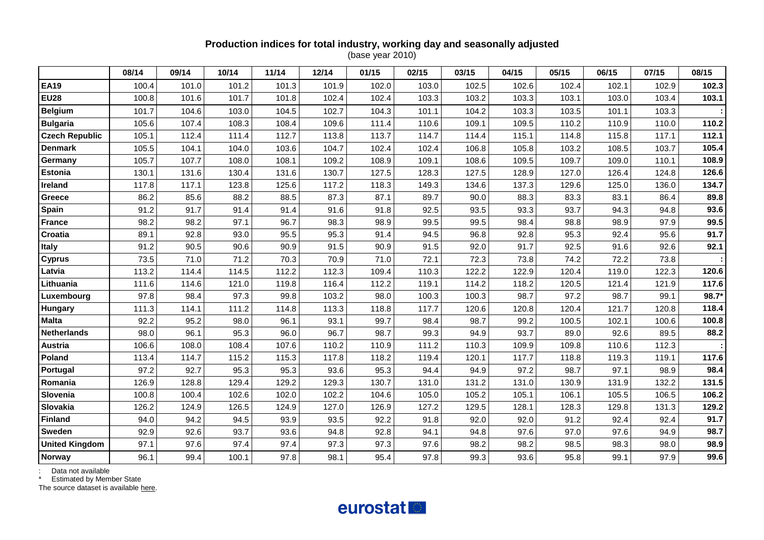**Production indices for total industry, working day and seasonally adjusted**
(base year 2010)

| | 08/14 | 09/14 | 10/14 | 11/14 | 12/14 | 01/15 | 02/15 | 03/15 | 04/15 | 05/15 | 06/15 | 07/15 | 08/15 |
|---|---|---|---|---|---|---|---|---|---|---|---|---|---|
| **EA19** | 100.4 | 101.0 | 101.2 | 101.3 | 101.9 | 102.0 | 103.0 | 102.5 | 102.6 | 102.4 | 102.1 | 102.9 | **102.3** |
| **EU28** | 100.8 | 101.6 | 101.7 | 101.8 | 102.4 | 102.4 | 103.3 | 103.2 | 103.3 | 103.1 | 103.0 | 103.4 | **103.1** |
| **Belgium** | 101.7 | 104.6 | 103.0 | 104.5 | 102.7 | 104.3 | 101.1 | 104.2 | 103.3 | 103.5 | 101.1 | 103.3 | **:** |
| **Bulgaria** | 105.6 | 107.4 | 108.3 | 108.4 | 109.6 | 111.4 | 110.6 | 109.1 | 109.5 | 110.2 | 110.9 | 110.0 | **110.2** |
| **Czech Republic** | 105.1 | 112.4 | 111.4 | 112.7 | 113.8 | 113.7 | 114.7 | 114.4 | 115.1 | 114.8 | 115.8 | 117.1 | **112.1** |
| **Denmark** | 105.5 | 104.1 | 104.0 | 103.6 | 104.7 | 102.4 | 102.4 | 106.8 | 105.8 | 103.2 | 108.5 | 103.7 | **105.4** |
| **Germany** | 105.7 | 107.7 | 108.0 | 108.1 | 109.2 | 108.9 | 109.1 | 108.6 | 109.5 | 109.7 | 109.0 | 110.1 | **108.9** |
| **Estonia** | 130.1 | 131.6 | 130.4 | 131.6 | 130.7 | 127.5 | 128.3 | 127.5 | 128.9 | 127.0 | 126.4 | 124.8 | **126.6** |
| **Ireland** | 117.8 | 117.1 | 123.8 | 125.6 | 117.2 | 118.3 | 149.3 | 134.6 | 137.3 | 129.6 | 125.0 | 136.0 | **134.7** |
| **Greece** | 86.2 | 85.6 | 88.2 | 88.5 | 87.3 | 87.1 | 89.7 | 90.0 | 88.3 | 83.3 | 83.1 | 86.4 | **89.8** |
| **Spain** | 91.2 | 91.7 | 91.4 | 91.4 | 91.6 | 91.8 | 92.5 | 93.5 | 93.3 | 93.7 | 94.3 | 94.8 | **93.6** |
| **France** | 98.2 | 98.2 | 97.1 | 96.7 | 98.3 | 98.9 | 99.5 | 99.5 | 98.4 | 98.8 | 98.9 | 97.9 | **99.5** |
| **Croatia** | 89.1 | 92.8 | 93.0 | 95.5 | 95.3 | 91.4 | 94.5 | 96.8 | 92.8 | 95.3 | 92.4 | 95.6 | **91.7** |
| **Italy** | 91.2 | 90.5 | 90.6 | 90.9 | 91.5 | 90.9 | 91.5 | 92.0 | 91.7 | 92.5 | 91.6 | 92.6 | **92.1** |
| **Cyprus** | 73.5 | 71.0 | 71.2 | 70.3 | 70.9 | 71.0 | 72.1 | 72.3 | 73.8 | 74.2 | 72.2 | 73.8 | **:** |
| **Latvia** | 113.2 | 114.4 | 114.5 | 112.2 | 112.3 | 109.4 | 110.3 | 122.2 | 122.9 | 120.4 | 119.0 | 122.3 | **120.6** |
| **Lithuania** | 111.6 | 114.6 | 121.0 | 119.8 | 116.4 | 112.2 | 119.1 | 114.2 | 118.2 | 120.5 | 121.4 | 121.9 | **117.6** |
| **Luxembourg** | 97.8 | 98.4 | 97.3 | 99.8 | 103.2 | 98.0 | 100.3 | 100.3 | 98.7 | 97.2 | 98.7 | 99.1 | **98.7*** |
| **Hungary** | 111.3 | 114.1 | 111.2 | 114.8 | 113.3 | 118.8 | 117.7 | 120.6 | 120.8 | 120.4 | 121.7 | 120.8 | **118.4** |
| **Malta** | 92.2 | 95.2 | 98.0 | 96.1 | 93.1 | 99.7 | 98.4 | 98.7 | 99.2 | 100.5 | 102.1 | 100.6 | **100.8** |
| **Netherlands** | 98.0 | 96.1 | 95.3 | 96.0 | 96.7 | 98.7 | 99.3 | 94.9 | 93.7 | 89.0 | 92.6 | 89.5 | **88.2** |
| **Austria** | 106.6 | 108.0 | 108.4 | 107.6 | 110.2 | 110.9 | 111.2 | 110.3 | 109.9 | 109.8 | 110.6 | 112.3 | **:** |
| **Poland** | 113.4 | 114.7 | 115.2 | 115.3 | 117.8 | 118.2 | 119.4 | 120.1 | 117.7 | 118.8 | 119.3 | 119.1 | **117.6** |
| **Portugal** | 97.2 | 92.7 | 95.3 | 95.3 | 93.6 | 95.3 | 94.4 | 94.9 | 97.2 | 98.7 | 97.1 | 98.9 | **98.4** |
| **Romania** | 126.9 | 128.8 | 129.4 | 129.2 | 129.3 | 130.7 | 131.0 | 131.2 | 131.0 | 130.9 | 131.9 | 132.2 | **131.5** |
| **Slovenia** | 100.8 | 100.4 | 102.6 | 102.0 | 102.2 | 104.6 | 105.0 | 105.2 | 105.1 | 106.1 | 105.5 | 106.5 | **106.2** |
| **Slovakia** | 126.2 | 124.9 | 126.5 | 124.9 | 127.0 | 126.9 | 127.2 | 129.5 | 128.1 | 128.3 | 129.8 | 131.3 | **129.2** |
| **Finland** | 94.0 | 94.2 | 94.5 | 93.9 | 93.5 | 92.2 | 91.8 | 92.0 | 92.0 | 91.2 | 92.4 | 92.4 | **91.7** |
| **Sweden** | 92.9 | 92.6 | 93.7 | 93.6 | 94.8 | 92.8 | 94.1 | 94.8 | 97.6 | 97.0 | 97.6 | 94.9 | **98.7** |
| **United Kingdom** | 97.1 | 97.6 | 97.4 | 97.4 | 97.3 | 97.3 | 97.6 | 98.2 | 98.2 | 98.5 | 98.3 | 98.0 | **98.9** |
| **Norway** | 96.1 | 99.4 | 100.1 | 97.8 | 98.1 | 95.4 | 97.8 | 99.3 | 93.6 | 95.8 | 99.1 | 97.9 | **99.6** |

: Data not available
\* Estimated by Member State
The source dataset is available here.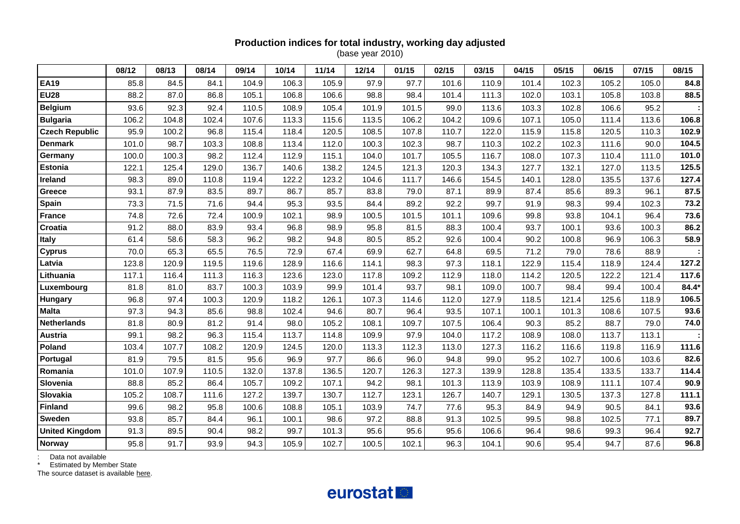**Production indices for total industry, working day adjusted**
(base year 2010)

| | 08/12 | 08/13 | 08/14 | 09/14 | 10/14 | 11/14 | 12/14 | 01/15 | 02/15 | 03/15 | 04/15 | 05/15 | 06/15 | 07/15 | 08/15 |
|---|---|---|---|---|---|---|---|---|---|---|---|---|---|---|---|
| **EA19** | 85.8 | 84.5 | 84.1 | 104.9 | 106.3 | 105.9 | 97.9 | 97.7 | 101.6 | 110.9 | 101.4 | 102.3 | 105.2 | 105.0 | **84.8** |
| **EU28** | 88.2 | 87.0 | 86.8 | 105.1 | 106.8 | 106.6 | 98.8 | 98.4 | 101.4 | 111.3 | 102.0 | 103.1 | 105.8 | 103.8 | **88.5** |
| **Belgium** | 93.6 | 92.3 | 92.4 | 110.5 | 108.9 | 105.4 | 101.9 | 101.5 | 99.0 | 113.6 | 103.3 | 102.8 | 106.6 | 95.2 | **:** |
| **Bulgaria** | 106.2 | 104.8 | 102.4 | 107.6 | 113.3 | 115.6 | 113.5 | 106.2 | 104.2 | 109.6 | 107.1 | 105.0 | 111.4 | 113.6 | **106.8** |
| **Czech Republic** | 95.9 | 100.2 | 96.8 | 115.4 | 118.4 | 120.5 | 108.5 | 107.8 | 110.7 | 122.0 | 115.9 | 115.8 | 120.5 | 110.3 | **102.9** |
| **Denmark** | 101.0 | 98.7 | 103.3 | 108.8 | 113.4 | 112.0 | 100.3 | 102.3 | 98.7 | 110.3 | 102.2 | 102.3 | 111.6 | 90.0 | **104.5** |
| **Germany** | 100.0 | 100.3 | 98.2 | 112.4 | 112.9 | 115.1 | 104.0 | 101.7 | 105.5 | 116.7 | 108.0 | 107.3 | 110.4 | 111.0 | **101.0** |
| **Estonia** | 122.1 | 125.4 | 129.0 | 136.7 | 140.6 | 138.2 | 124.5 | 121.3 | 120.3 | 134.3 | 127.7 | 132.1 | 127.0 | 113.5 | **125.5** |
| **Ireland** | 98.3 | 89.0 | 110.8 | 119.4 | 122.2 | 123.2 | 104.6 | 111.7 | 146.6 | 154.5 | 140.1 | 128.0 | 135.5 | 137.6 | **127.4** |
| **Greece** | 93.1 | 87.9 | 83.5 | 89.7 | 86.7 | 85.7 | 83.8 | 79.0 | 87.1 | 89.9 | 87.4 | 85.6 | 89.3 | 96.1 | **87.5** |
| **Spain** | 73.3 | 71.5 | 71.6 | 94.4 | 95.3 | 93.5 | 84.4 | 89.2 | 92.2 | 99.7 | 91.9 | 98.3 | 99.4 | 102.3 | **73.2** |
| **France** | 74.8 | 72.6 | 72.4 | 100.9 | 102.1 | 98.9 | 100.5 | 101.5 | 101.1 | 109.6 | 99.8 | 93.8 | 104.1 | 96.4 | **73.6** |
| **Croatia** | 91.2 | 88.0 | 83.9 | 93.4 | 96.8 | 98.9 | 95.8 | 81.5 | 88.3 | 100.4 | 93.7 | 100.1 | 93.6 | 100.3 | **86.2** |
| **Italy** | 61.4 | 58.6 | 58.3 | 96.2 | 98.2 | 94.8 | 80.5 | 85.2 | 92.6 | 100.4 | 90.2 | 100.8 | 96.9 | 106.3 | **58.9** |
| **Cyprus** | 70.0 | 65.3 | 65.5 | 76.5 | 72.9 | 67.4 | 69.9 | 62.7 | 64.8 | 69.5 | 71.2 | 79.0 | 78.6 | 88.9 | **:** |
| **Latvia** | 123.8 | 120.9 | 119.5 | 119.6 | 128.9 | 116.6 | 114.1 | 98.3 | 97.3 | 118.1 | 122.9 | 115.4 | 118.9 | 124.4 | **127.2** |
| **Lithuania** | 117.1 | 116.4 | 111.3 | 116.3 | 123.6 | 123.0 | 117.8 | 109.2 | 112.9 | 118.0 | 114.2 | 120.5 | 122.2 | 121.4 | **117.6** |
| **Luxembourg** | 81.8 | 81.0 | 83.7 | 100.3 | 103.9 | 99.9 | 101.4 | 93.7 | 98.1 | 109.0 | 100.7 | 98.4 | 99.4 | 100.4 | **84.4*** |
| **Hungary** | 96.8 | 97.4 | 100.3 | 120.9 | 118.2 | 126.1 | 107.3 | 114.6 | 112.0 | 127.9 | 118.5 | 121.4 | 125.6 | 118.9 | **106.5** |
| **Malta** | 97.3 | 94.3 | 85.6 | 98.8 | 102.4 | 94.6 | 80.7 | 96.4 | 93.5 | 107.1 | 100.1 | 101.3 | 108.6 | 107.5 | **93.6** |
| **Netherlands** | 81.8 | 80.9 | 81.2 | 91.4 | 98.0 | 105.2 | 108.1 | 109.7 | 107.5 | 106.4 | 90.3 | 85.2 | 88.7 | 79.0 | **74.0** |
| **Austria** | 99.1 | 98.2 | 96.3 | 115.4 | 113.7 | 114.8 | 109.9 | 97.9 | 104.0 | 117.2 | 108.9 | 108.0 | 113.7 | 113.1 | **:** |
| **Poland** | 103.4 | 107.7 | 108.2 | 120.9 | 124.5 | 120.0 | 113.3 | 112.3 | 113.0 | 127.3 | 116.2 | 116.6 | 119.8 | 116.9 | **111.6** |
| **Portugal** | 81.9 | 79.5 | 81.5 | 95.6 | 96.9 | 97.7 | 86.6 | 96.0 | 94.8 | 99.0 | 95.2 | 102.7 | 100.6 | 103.6 | **82.6** |
| **Romania** | 101.0 | 107.9 | 110.5 | 132.0 | 137.8 | 136.5 | 120.7 | 126.3 | 127.3 | 139.9 | 128.8 | 135.4 | 133.5 | 133.7 | **114.4** |
| **Slovenia** | 88.8 | 85.2 | 86.4 | 105.7 | 109.2 | 107.1 | 94.2 | 98.1 | 101.3 | 113.9 | 103.9 | 108.9 | 111.1 | 107.4 | **90.9** |
| **Slovakia** | 105.2 | 108.7 | 111.6 | 127.2 | 139.7 | 130.7 | 112.7 | 123.1 | 126.7 | 140.7 | 129.1 | 130.5 | 137.3 | 127.8 | **111.1** |
| **Finland** | 99.6 | 98.2 | 95.8 | 100.6 | 108.8 | 105.1 | 103.9 | 74.7 | 77.6 | 95.3 | 84.9 | 94.9 | 90.5 | 84.1 | **93.6** |
| **Sweden** | 93.8 | 85.7 | 84.4 | 96.1 | 100.1 | 98.6 | 97.2 | 88.8 | 91.3 | 102.5 | 99.5 | 98.8 | 102.5 | 77.1 | **89.7** |
| **United Kingdom** | 91.3 | 89.5 | 90.4 | 98.2 | 99.7 | 101.3 | 95.6 | 95.6 | 95.6 | 106.6 | 96.4 | 98.6 | 99.3 | 96.4 | **92.7** |
| **Norway** | 95.8 | 91.7 | 93.9 | 94.3 | 105.9 | 102.7 | 100.5 | 102.1 | 96.3 | 104.1 | 90.6 | 95.4 | 94.7 | 87.6 | **96.8** |

: Data not available
\* Estimated by Member State
The source dataset is available here.